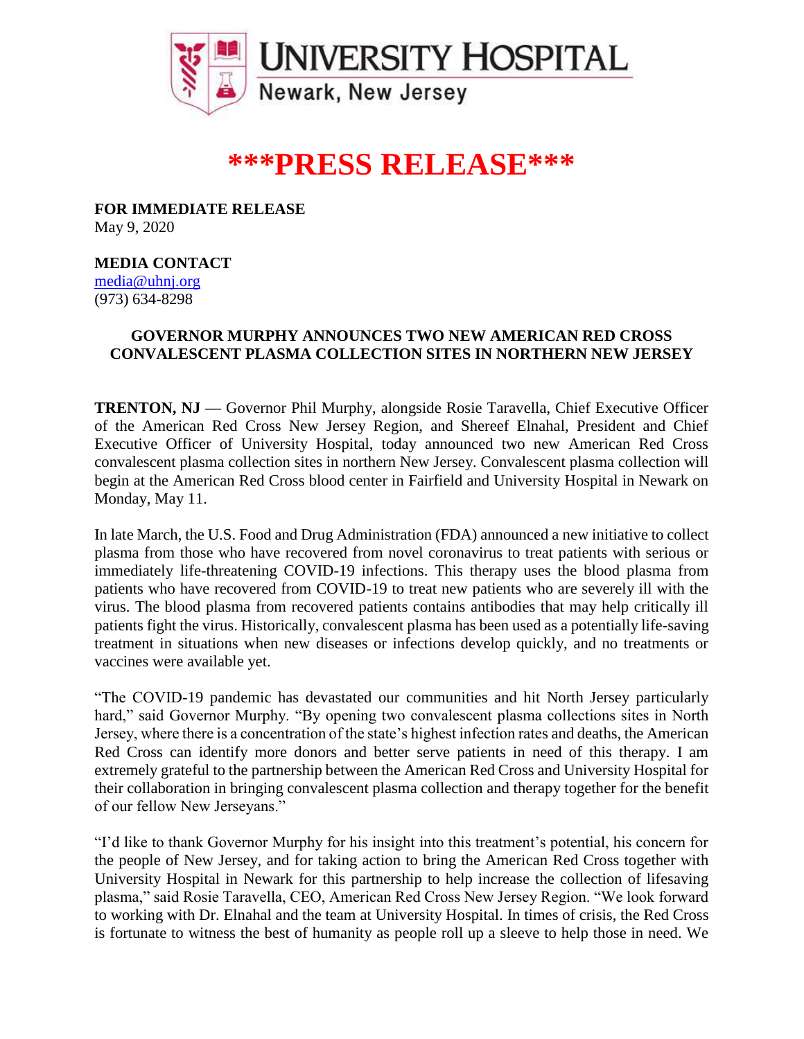UNIVERSITY HOSPITAL
Newark, New Jersey

# \*\*\*PRESS RELEASE\*\*\*

**FOR IMMEDIATE RELEASE**
May 9, 2020

**MEDIA CONTACT**
media@uhnj.org
(973) 634-8298

**GOVERNOR MURPHY ANNOUNCES TWO NEW AMERICAN RED CROSS CONVALESCENT PLASMA COLLECTION SITES IN NORTHERN NEW JERSEY**

**TRENTON, NJ —** Governor Phil Murphy, alongside Rosie Taravella, Chief Executive Officer of the American Red Cross New Jersey Region, and Shereef Elnahal, President and Chief Executive Officer of University Hospital, today announced two new American Red Cross convalescent plasma collection sites in northern New Jersey. Convalescent plasma collection will begin at the American Red Cross blood center in Fairfield and University Hospital in Newark on Monday, May 11.

In late March, the U.S. Food and Drug Administration (FDA) announced a new initiative to collect plasma from those who have recovered from novel coronavirus to treat patients with serious or immediately life-threatening COVID-19 infections. This therapy uses the blood plasma from patients who have recovered from COVID-19 to treat new patients who are severely ill with the virus. The blood plasma from recovered patients contains antibodies that may help critically ill patients fight the virus. Historically, convalescent plasma has been used as a potentially life-saving treatment in situations when new diseases or infections develop quickly, and no treatments or vaccines were available yet.

"The COVID-19 pandemic has devastated our communities and hit North Jersey particularly hard," said Governor Murphy. "By opening two convalescent plasma collections sites in North Jersey, where there is a concentration of the state's highest infection rates and deaths, the American Red Cross can identify more donors and better serve patients in need of this therapy. I am extremely grateful to the partnership between the American Red Cross and University Hospital for their collaboration in bringing convalescent plasma collection and therapy together for the benefit of our fellow New Jerseyans."

"I'd like to thank Governor Murphy for his insight into this treatment's potential, his concern for the people of New Jersey, and for taking action to bring the American Red Cross together with University Hospital in Newark for this partnership to help increase the collection of lifesaving plasma," said Rosie Taravella, CEO, American Red Cross New Jersey Region. "We look forward to working with Dr. Elnahal and the team at University Hospital. In times of crisis, the Red Cross is fortunate to witness the best of humanity as people roll up a sleeve to help those in need. We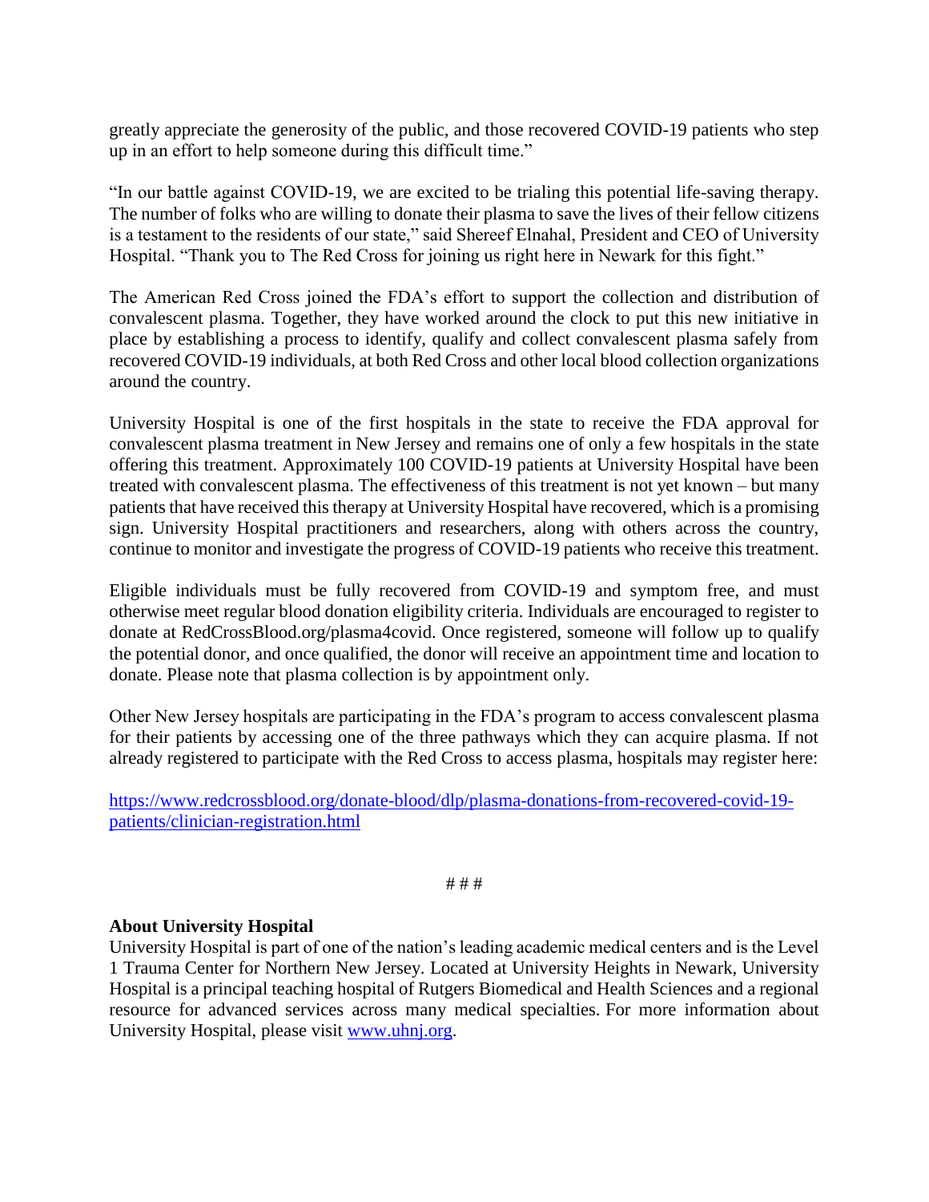greatly appreciate the generosity of the public, and those recovered COVID-19 patients who step up in an effort to help someone during this difficult time."

"In our battle against COVID-19, we are excited to be trialing this potential life-saving therapy. The number of folks who are willing to donate their plasma to save the lives of their fellow citizens is a testament to the residents of our state," said Shereef Elnahal, President and CEO of University Hospital. "Thank you to The Red Cross for joining us right here in Newark for this fight."

The American Red Cross joined the FDA's effort to support the collection and distribution of convalescent plasma. Together, they have worked around the clock to put this new initiative in place by establishing a process to identify, qualify and collect convalescent plasma safely from recovered COVID-19 individuals, at both Red Cross and other local blood collection organizations around the country.

University Hospital is one of the first hospitals in the state to receive the FDA approval for convalescent plasma treatment in New Jersey and remains one of only a few hospitals in the state offering this treatment. Approximately 100 COVID-19 patients at University Hospital have been treated with convalescent plasma. The effectiveness of this treatment is not yet known – but many patients that have received this therapy at University Hospital have recovered, which is a promising sign. University Hospital practitioners and researchers, along with others across the country, continue to monitor and investigate the progress of COVID-19 patients who receive this treatment.

Eligible individuals must be fully recovered from COVID-19 and symptom free, and must otherwise meet regular blood donation eligibility criteria. Individuals are encouraged to register to donate at RedCrossBlood.org/plasma4covid. Once registered, someone will follow up to qualify the potential donor, and once qualified, the donor will receive an appointment time and location to donate. Please note that plasma collection is by appointment only.

Other New Jersey hospitals are participating in the FDA's program to access convalescent plasma for their patients by accessing one of the three pathways which they can acquire plasma. If not already registered to participate with the Red Cross to access plasma, hospitals may register here:

https://www.redcrossblood.org/donate-blood/dlp/plasma-donations-from-recovered-covid-19-patients/clinician-registration.html

# # #

**About University Hospital**

University Hospital is part of one of the nation's leading academic medical centers and is the Level 1 Trauma Center for Northern New Jersey. Located at University Heights in Newark, University Hospital is a principal teaching hospital of Rutgers Biomedical and Health Sciences and a regional resource for advanced services across many medical specialties. For more information about University Hospital, please visit www.uhnj.org.